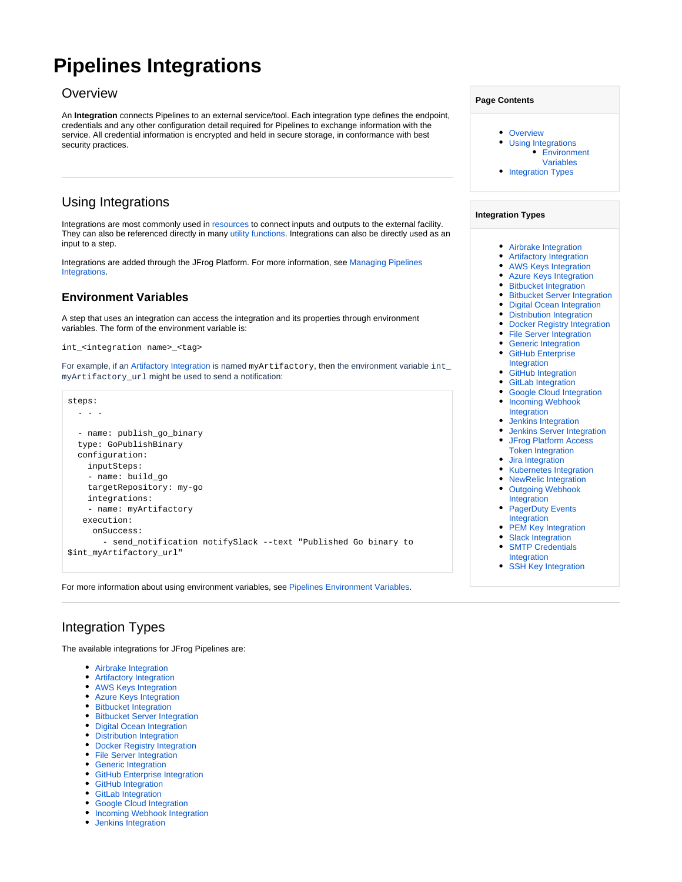# Pipelines Integrations

## Overview

An **Integration** connects Pipelines to an external service/tool. Each integration type defines the endpoint, credentials and any other configuration detail required for Pipelines to exchange information with the service. All credential information is encrypted and held in secure storage, in conformance with best security practices.

**Page Contents**

- Overview
- Using Integrations
  - Environment Variables
- Integration Types

**Integration Types**

- Airbrake Integration
- Artifactory Integration
- AWS Keys Integration
- Azure Keys Integration
- Bitbucket Integration
- Bitbucket Server Integration
- Digital Ocean Integration
- Distribution Integration
- Docker Registry Integration
- File Server Integration
- Generic Integration
- GitHub Enterprise Integration
- GitHub Integration
- GitLab Integration
- Google Cloud Integration
- Incoming Webhook Integration
- Jenkins Integration
- Jenkins Server Integration
- JFrog Platform Access Token Integration
- Jira Integration
- Kubernetes Integration
- NewRelic Integration
- Outgoing Webhook Integration
- PagerDuty Events Integration
- PEM Key Integration
- Slack Integration
- SMTP Credentials Integration
- SSH Key Integration

## Using Integrations

Integrations are most commonly used in resources to connect inputs and outputs to the external facility. They can also be referenced directly in many utility functions. Integrations can also be directly used as an input to a step.

Integrations are added through the JFrog Platform. For more information, see Managing Pipelines Integrations.

### Environment Variables

A step that uses an integration can access the integration and its properties through environment variables. The form of the environment variable is:

`int_<integration name>_<tag>`

For example, if an Artifactory Integration is named `myArtifactory`, then the environment variable `int_myArtifactory_url` might be used to send a notification:

```
steps:
  . . .

  - name: publish_go_binary
  type: GoPublishBinary
  configuration:
    inputSteps:
    - name: build_go
    targetRepository: my-go
    integrations:
    - name: myArtifactory
   execution:
     onSuccess:
       - send_notification notifySlack --text "Published Go binary to
$int_myArtifactory_url"
```

For more information about using environment variables, see Pipelines Environment Variables.

## Integration Types

The available integrations for JFrog Pipelines are:

- Airbrake Integration
- Artifactory Integration
- AWS Keys Integration
- Azure Keys Integration
- Bitbucket Integration
- Bitbucket Server Integration
- Digital Ocean Integration
- Distribution Integration
- Docker Registry Integration
- File Server Integration
- Generic Integration
- GitHub Enterprise Integration
- GitHub Integration
- GitLab Integration
- Google Cloud Integration
- Incoming Webhook Integration
- Jenkins Integration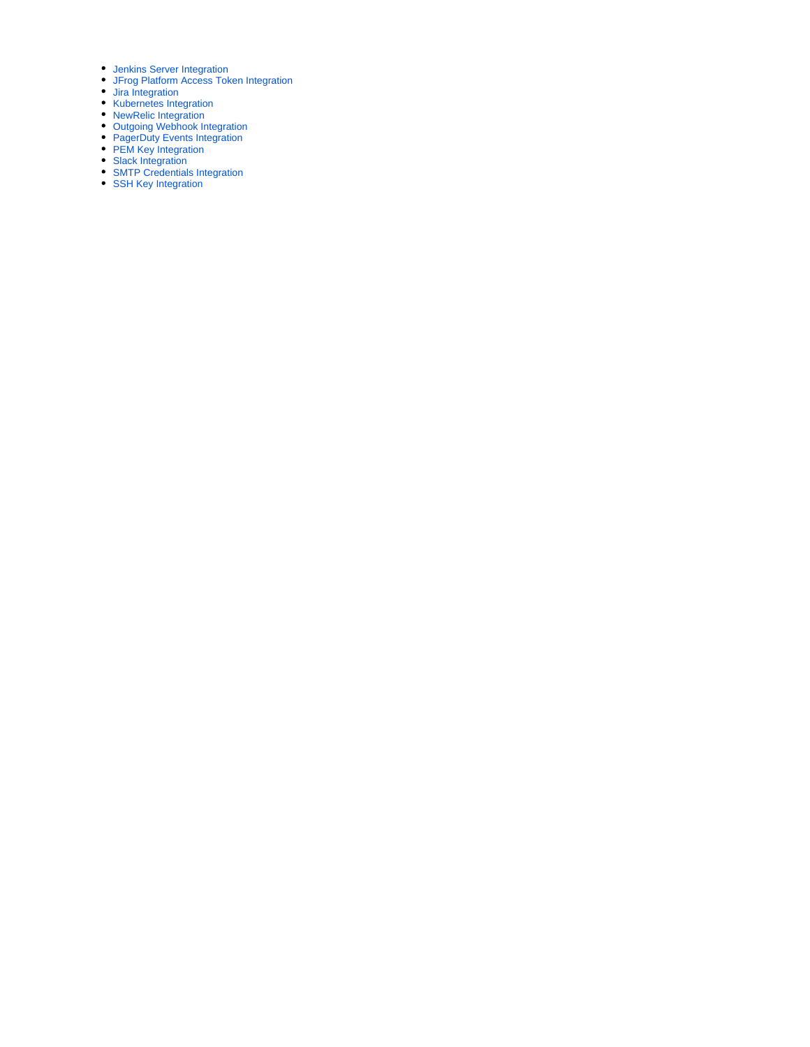- Jenkins Server Integration
- JFrog Platform Access Token Integration
- Jira Integration
- Kubernetes Integration
- NewRelic Integration
- Outgoing Webhook Integration
- PagerDuty Events Integration
- PEM Key Integration
- Slack Integration
- SMTP Credentials Integration
- SSH Key Integration